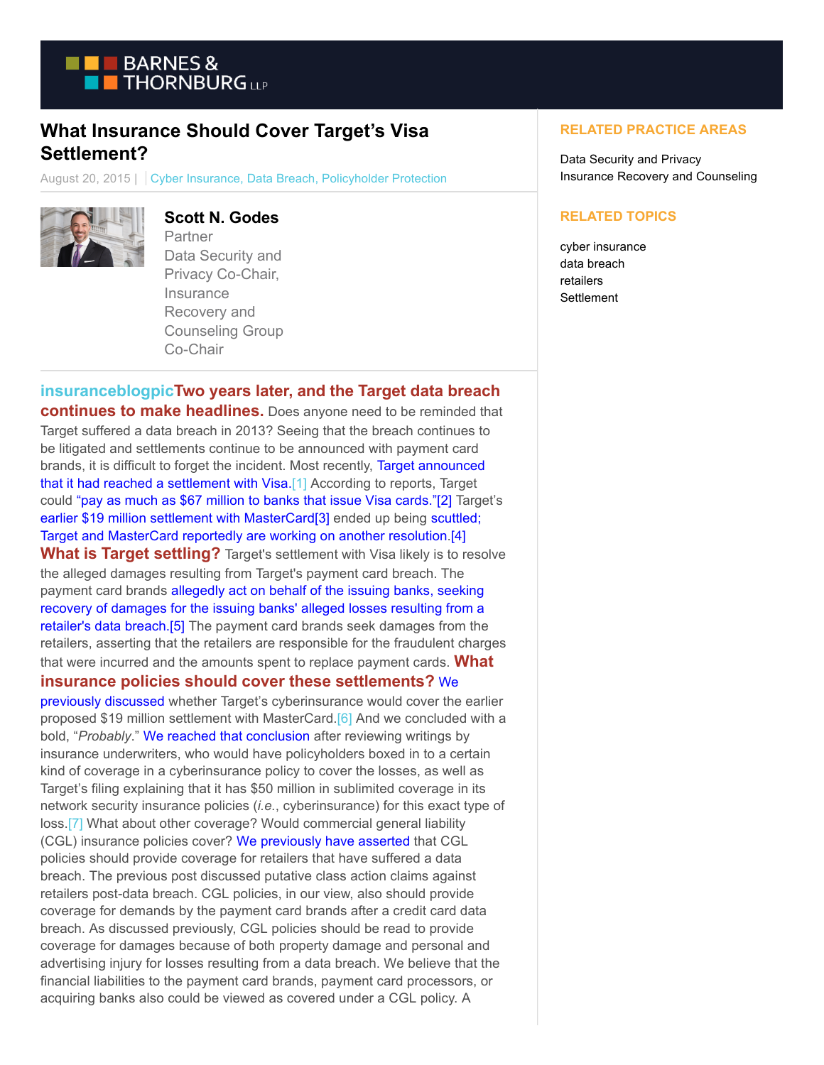# What Insurance Should Cover Target's Visa Settlement?

August 20, 2015 | Cyber Insurance, Data Breach, Policyholder Protection

**Scott N. Godes**
Partner
Data Security and Privacy Co-Chair, Insurance Recovery and Counseling Group Co-Chair

insuranceblogpic**Two years later, and the Target data breach continues to make headlines.** Does anyone need to be reminded that Target suffered a data breach in 2013? Seeing that the breach continues to be litigated and settlements continue to be announced with payment card brands, it is difficult to forget the incident. Most recently, Target announced that it had reached a settlement with Visa.[1] According to reports, Target could "pay as much as $67 million to banks that issue Visa cards."[2] Target's earlier $19 million settlement with MasterCard[3] ended up being scuttled; Target and MasterCard reportedly are working on another resolution.[4] **What is Target settling?** Target's settlement with Visa likely is to resolve the alleged damages resulting from Target's payment card breach. The payment card brands allegedly act on behalf of the issuing banks, seeking recovery of damages for the issuing banks' alleged losses resulting from a retailer's data breach.[5] The payment card brands seek damages from the retailers, asserting that the retailers are responsible for the fraudulent charges that were incurred and the amounts spent to replace payment cards. **What insurance policies should cover these settlements?** We previously discussed whether Target's cyberinsurance would cover the earlier proposed $19 million settlement with MasterCard.[6] And we concluded with a bold, "*Probably*." We reached that conclusion after reviewing writings by insurance underwriters, who would have policyholders boxed in to a certain kind of coverage in a cyberinsurance policy to cover the losses, as well as Target's filing explaining that it has $50 million in sublimited coverage in its network security insurance policies (*i.e.*, cyberinsurance) for this exact type of loss.[7] What about other coverage? Would commercial general liability (CGL) insurance policies cover? We previously have asserted that CGL policies should provide coverage for retailers that have suffered a data breach. The previous post discussed putative class action claims against retailers post-data breach. CGL policies, in our view, also should provide coverage for demands by the payment card brands after a credit card data breach. As discussed previously, CGL policies should be read to provide coverage for damages because of both property damage and personal and advertising injury for losses resulting from a data breach. We believe that the financial liabilities to the payment card brands, payment card processors, or acquiring banks also could be viewed as covered under a CGL policy. A

**RELATED PRACTICE AREAS**

Data Security and Privacy
Insurance Recovery and Counseling

**RELATED TOPICS**

cyber insurance
data breach
retailers
Settlement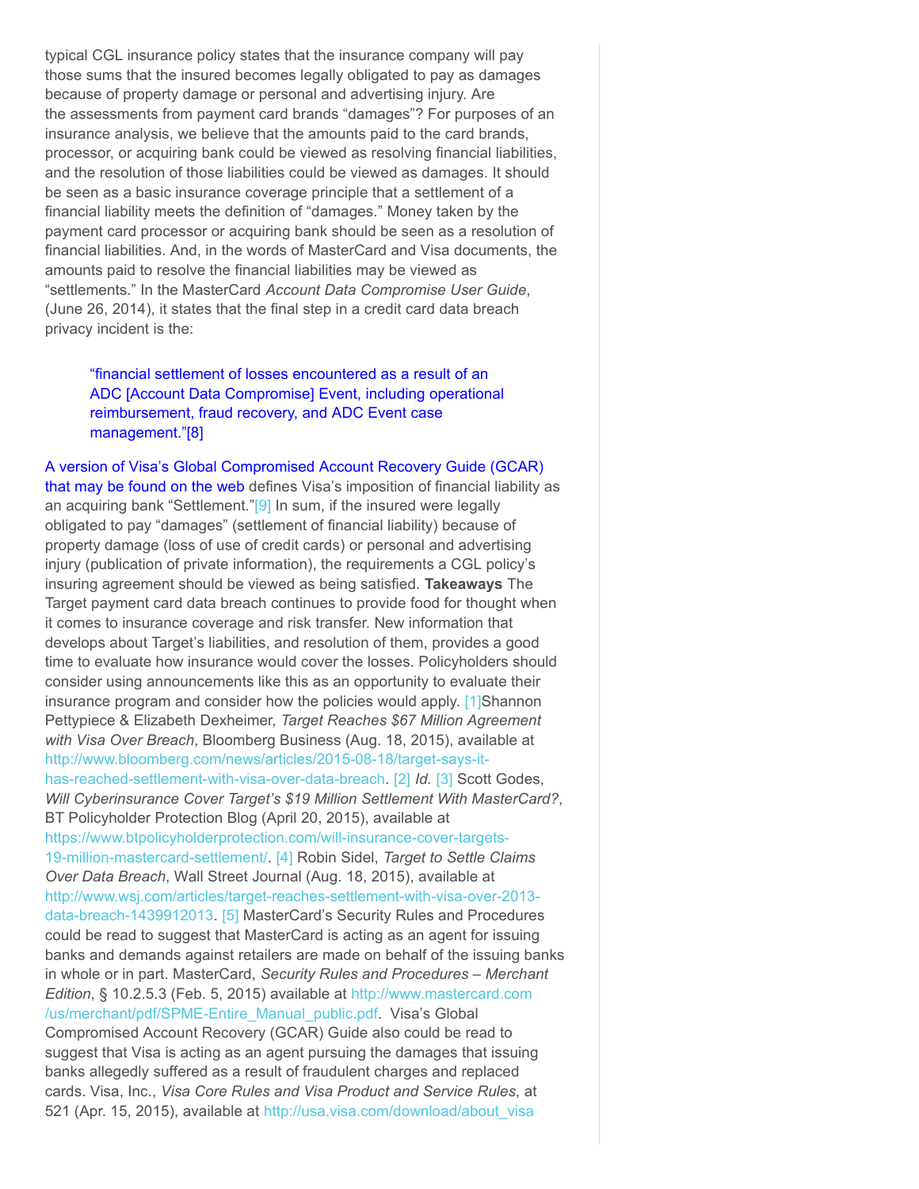typical CGL insurance policy states that the insurance company will pay those sums that the insured becomes legally obligated to pay as damages because of property damage or personal and advertising injury. Are the assessments from payment card brands "damages"? For purposes of an insurance analysis, we believe that the amounts paid to the card brands, processor, or acquiring bank could be viewed as resolving financial liabilities, and the resolution of those liabilities could be viewed as damages. It should be seen as a basic insurance coverage principle that a settlement of a financial liability meets the definition of "damages." Money taken by the payment card processor or acquiring bank should be seen as a resolution of financial liabilities. And, in the words of MasterCard and Visa documents, the amounts paid to resolve the financial liabilities may be viewed as "settlements." In the MasterCard *Account Data Compromise User Guide*, (June 26, 2014), it states that the final step in a credit card data breach privacy incident is the:

> "financial settlement of losses encountered as a result of an ADC [Account Data Compromise] Event, including operational reimbursement, fraud recovery, and ADC Event case management."[8]

A version of Visa's Global Compromised Account Recovery Guide (GCAR) that may be found on the web defines Visa's imposition of financial liability as an acquiring bank "Settlement."[9] In sum, if the insured were legally obligated to pay "damages" (settlement of financial liability) because of property damage (loss of use of credit cards) or personal and advertising injury (publication of private information), the requirements a CGL policy's insuring agreement should be viewed as being satisfied. **Takeaways** The Target payment card data breach continues to provide food for thought when it comes to insurance coverage and risk transfer. New information that develops about Target's liabilities, and resolution of them, provides a good time to evaluate how insurance would cover the losses. Policyholders should consider using announcements like this as an opportunity to evaluate their insurance program and consider how the policies would apply. [1]Shannon Pettypiece & Elizabeth Dexheimer, *Target Reaches $67 Million Agreement with Visa Over Breach*, Bloomberg Business (Aug. 18, 2015), available at http://www.bloomberg.com/news/articles/2015-08-18/target-says-it-has-reached-settlement-with-visa-over-data-breach. [2] *Id.* [3] Scott Godes, *Will Cyberinsurance Cover Target's $19 Million Settlement With MasterCard?*, BT Policyholder Protection Blog (April 20, 2015), available at https://www.btpolicyholderprotection.com/will-insurance-cover-targets-19-million-mastercard-settlement/. [4] Robin Sidel, *Target to Settle Claims Over Data Breach*, Wall Street Journal (Aug. 18, 2015), available at http://www.wsj.com/articles/target-reaches-settlement-with-visa-over-2013-data-breach-1439912013. [5] MasterCard's Security Rules and Procedures could be read to suggest that MasterCard is acting as an agent for issuing banks and demands against retailers are made on behalf of the issuing banks in whole or in part. MasterCard, *Security Rules and Procedures – Merchant Edition*, § 10.2.5.3 (Feb. 5, 2015) available at http://www.mastercard.com/us/merchant/pdf/SPME-Entire_Manual_public.pdf. Visa's Global Compromised Account Recovery (GCAR) Guide also could be read to suggest that Visa is acting as an agent pursuing the damages that issuing banks allegedly suffered as a result of fraudulent charges and replaced cards. Visa, Inc., *Visa Core Rules and Visa Product and Service Rules*, at 521 (Apr. 15, 2015), available at http://usa.visa.com/download/about_visa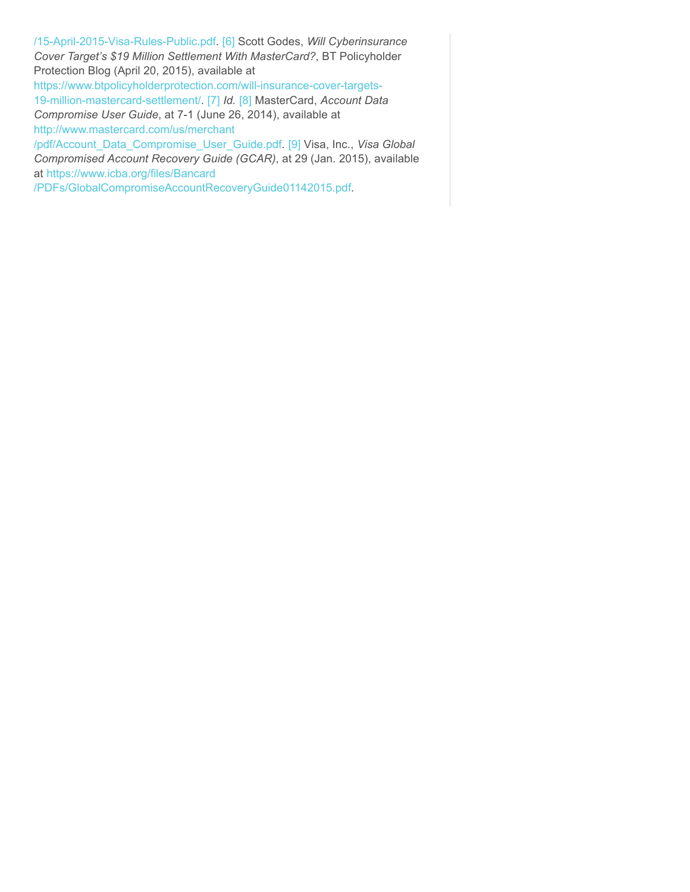/15-April-2015-Visa-Rules-Public.pdf. [6] Scott Godes, *Will Cyberinsurance Cover Target's $19 Million Settlement With MasterCard?*, BT Policyholder Protection Blog (April 20, 2015), available at https://www.btpolicyholderprotection.com/will-insurance-cover-targets-19-million-mastercard-settlement/. [7] *Id.* [8] MasterCard, *Account Data Compromise User Guide*, at 7-1 (June 26, 2014), available at http://www.mastercard.com/us/merchant/pdf/Account_Data_Compromise_User_Guide.pdf. [9] Visa, Inc., *Visa Global Compromised Account Recovery Guide (GCAR)*, at 29 (Jan. 2015), available at https://www.icba.org/files/Bancard/PDFs/GlobalCompromiseAccountRecoveryGuide01142015.pdf.